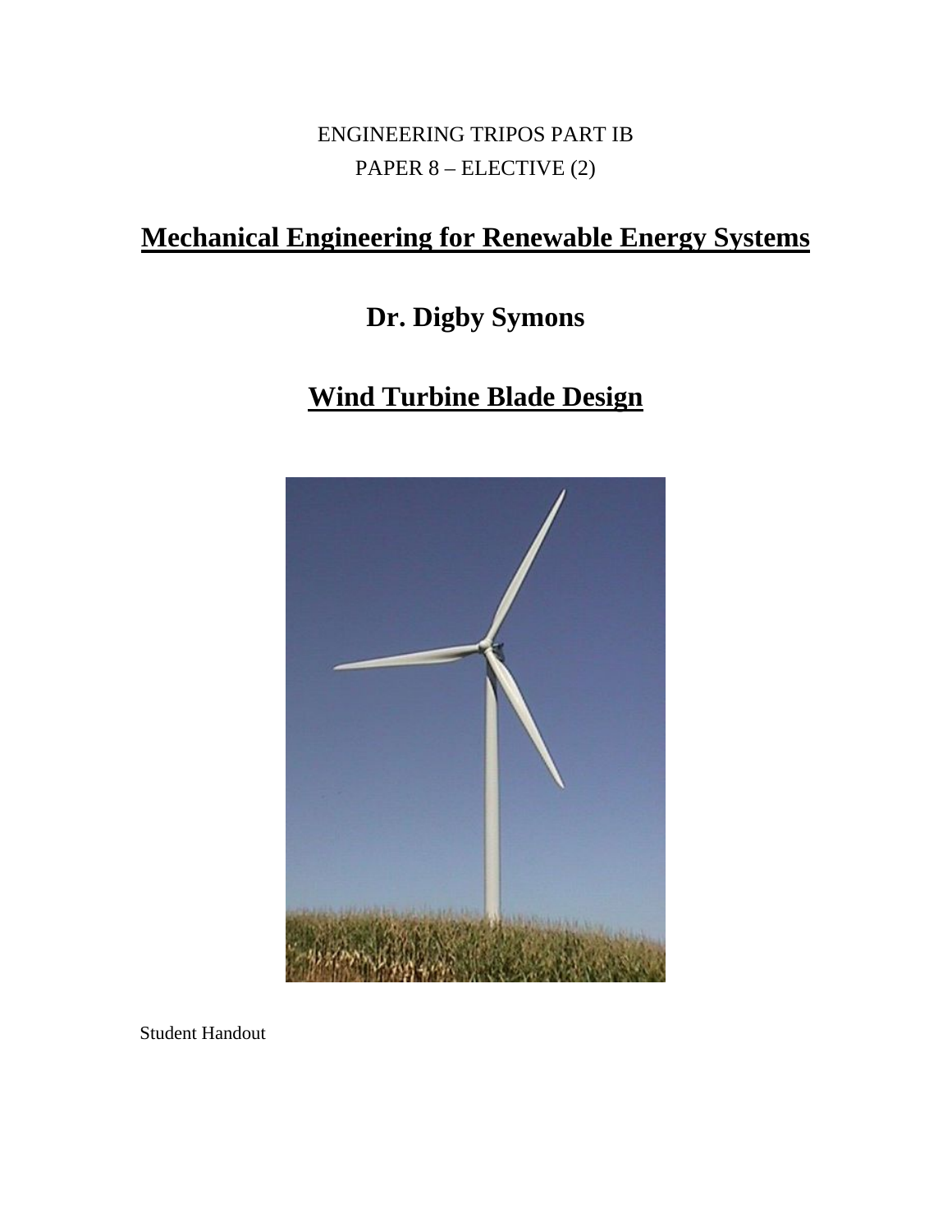ENGINEERING TRIPOS PART IB

PAPER 8 – ELECTIVE (2)

# Mechanical Engineering for Renewable Energy Systems

## Dr. Digby Symons

# Wind Turbine Blade Design

Student Handout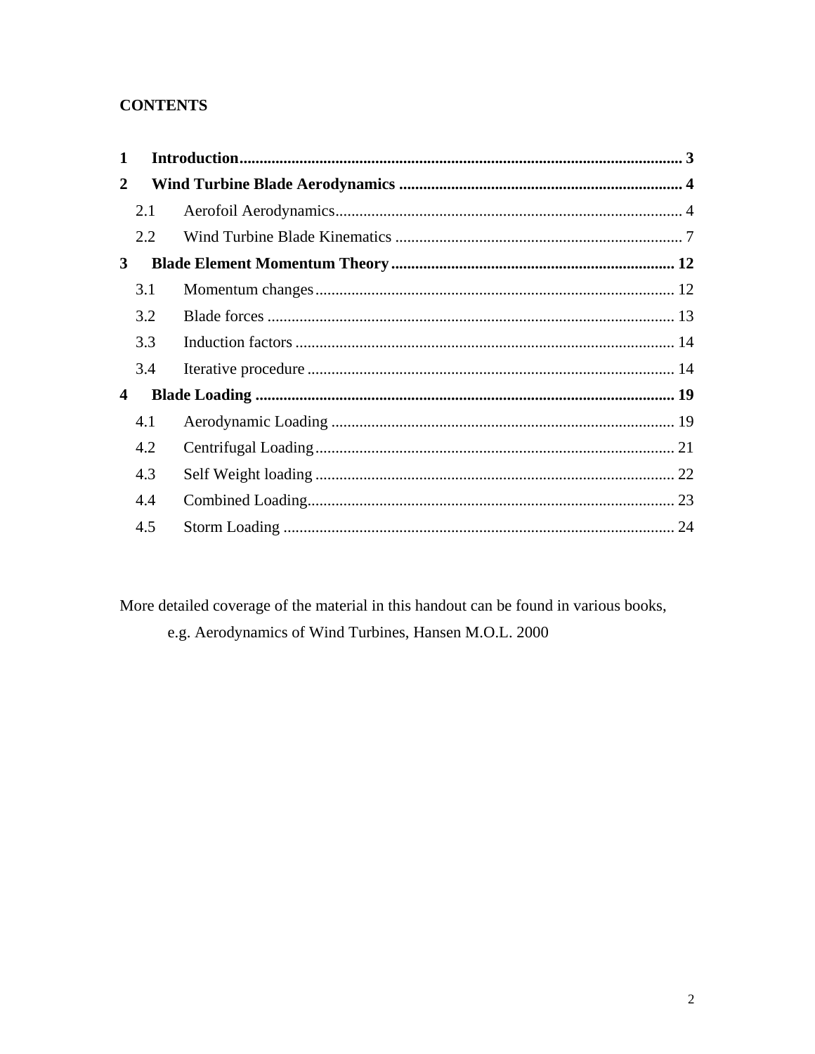**CONTENTS**

**1 Introduction** ........ **3**

**2 Wind Turbine Blade Aerodynamics** ........ **4**

- 2.1 Aerofoil Aerodynamics ........ 4
- 2.2 Wind Turbine Blade Kinematics ........ 7

**3 Blade Element Momentum Theory** ........ **12**

- 3.1 Momentum changes ........ 12
- 3.2 Blade forces ........ 13
- 3.3 Induction factors ........ 14
- 3.4 Iterative procedure ........ 14

**4 Blade Loading** ........ **19**

- 4.1 Aerodynamic Loading ........ 19
- 4.2 Centrifugal Loading ........ 21
- 4.3 Self Weight loading ........ 22
- 4.4 Combined Loading ........ 23
- 4.5 Storm Loading ........ 24

More detailed coverage of the material in this handout can be found in various books,

e.g. Aerodynamics of Wind Turbines, Hansen M.O.L. 2000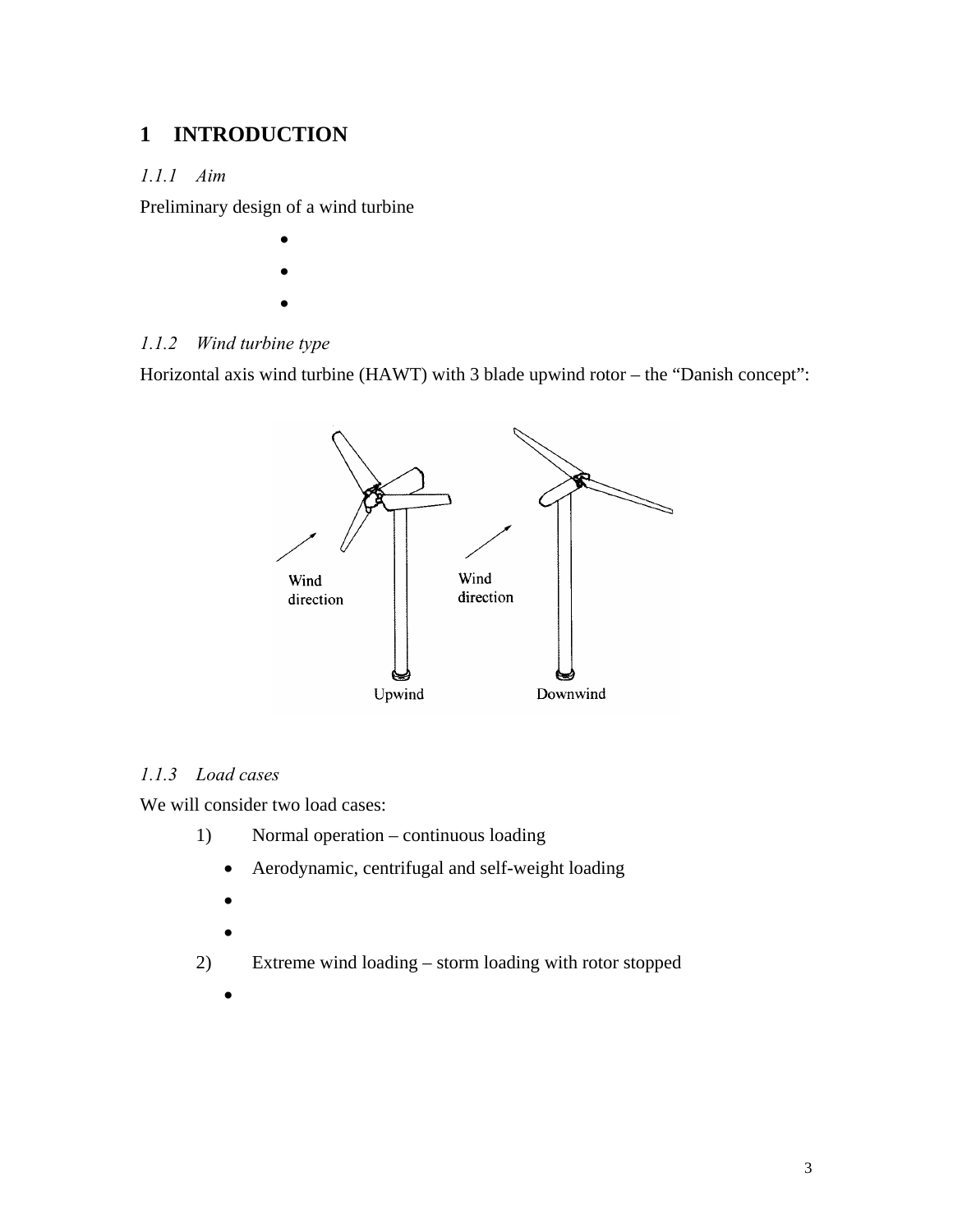# 1 INTRODUCTION

### *1.1.1 Aim*

Preliminary design of a wind turbine

- 
- 
- 

### *1.1.2 Wind turbine type*

Horizontal axis wind turbine (HAWT) with 3 blade upwind rotor – the "Danish concept":

### *1.1.3 Load cases*

We will consider two load cases:

1) Normal operation – continuous loading
   - Aerodynamic, centrifugal and self-weight loading
   - 
   - 
2) Extreme wind loading – storm loading with rotor stopped
   -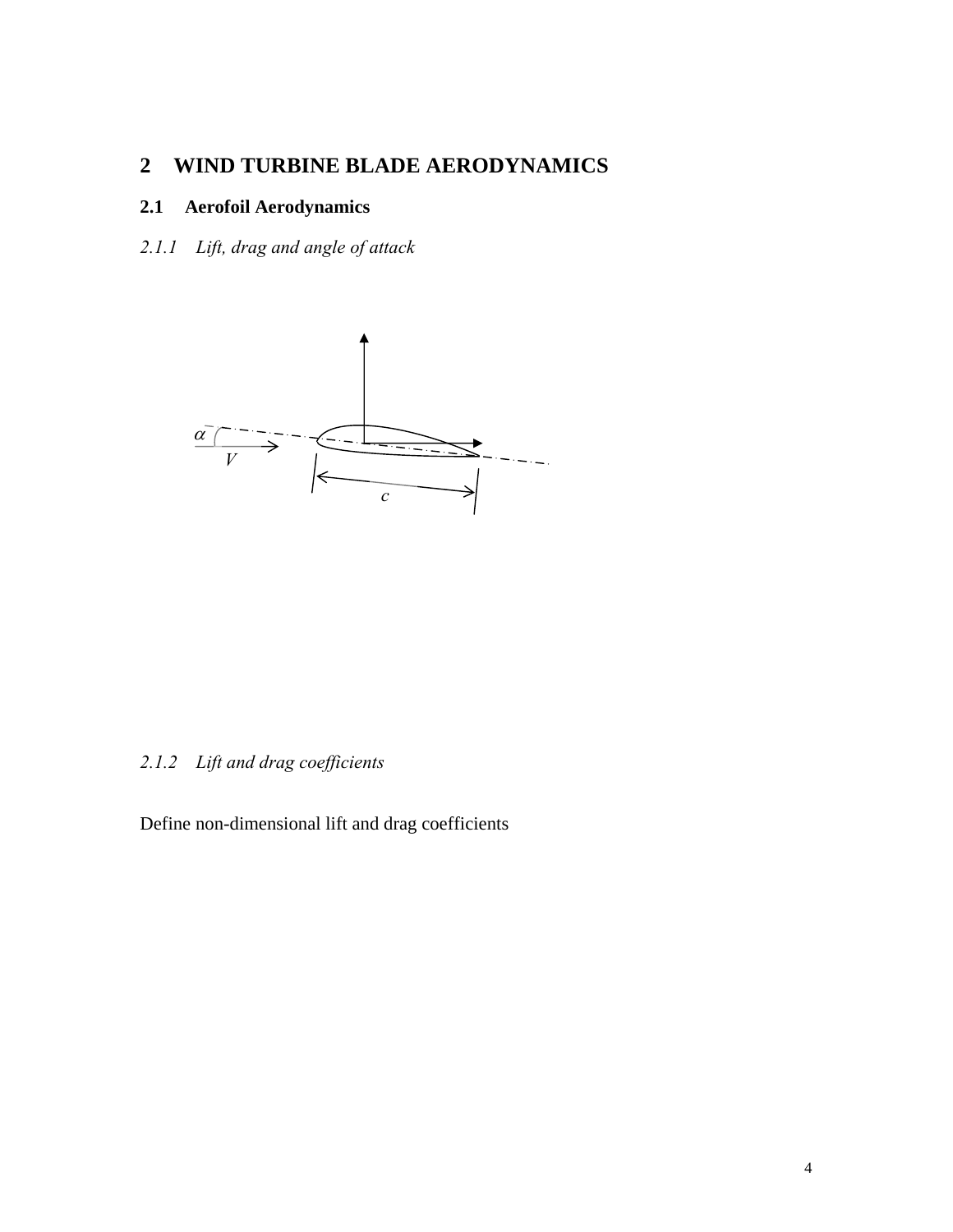# 2 WIND TURBINE BLADE AERODYNAMICS

## 2.1 Aerofoil Aerodynamics

### *2.1.1 Lift, drag and angle of attack*

$\alpha$

$V$

$c$

### *2.1.2 Lift and drag coefficients*

Define non-dimensional lift and drag coefficients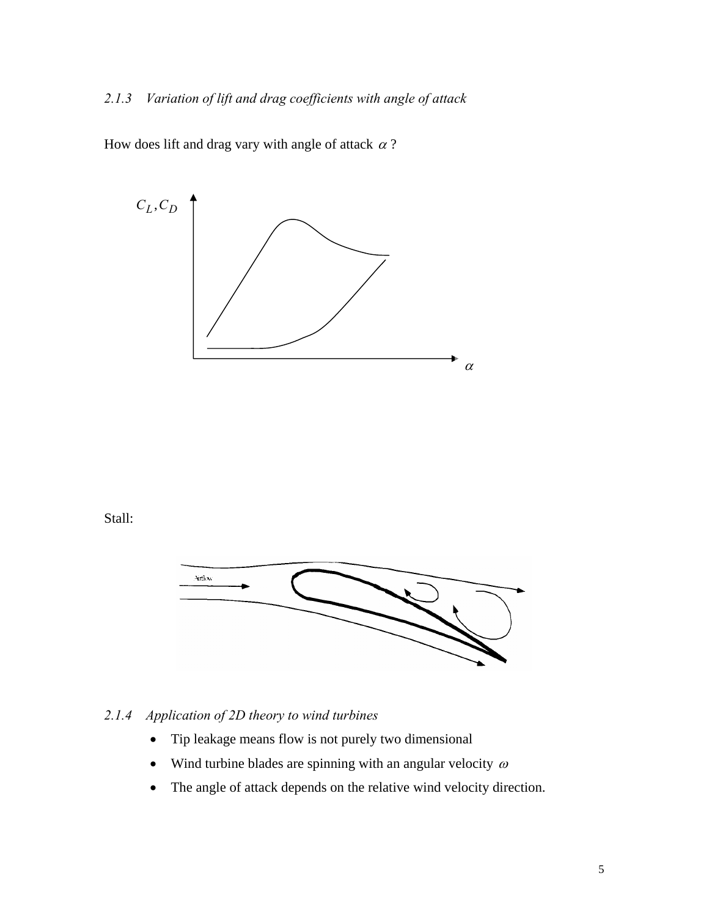### *2.1.3 Variation of lift and drag coefficients with angle of attack*

How does lift and drag vary with angle of attack $\alpha$ ?

Stall:

### *2.1.4 Application of 2D theory to wind turbines*

- Tip leakage means flow is not purely two dimensional
- Wind turbine blades are spinning with an angular velocity $\omega$
- The angle of attack depends on the relative wind velocity direction.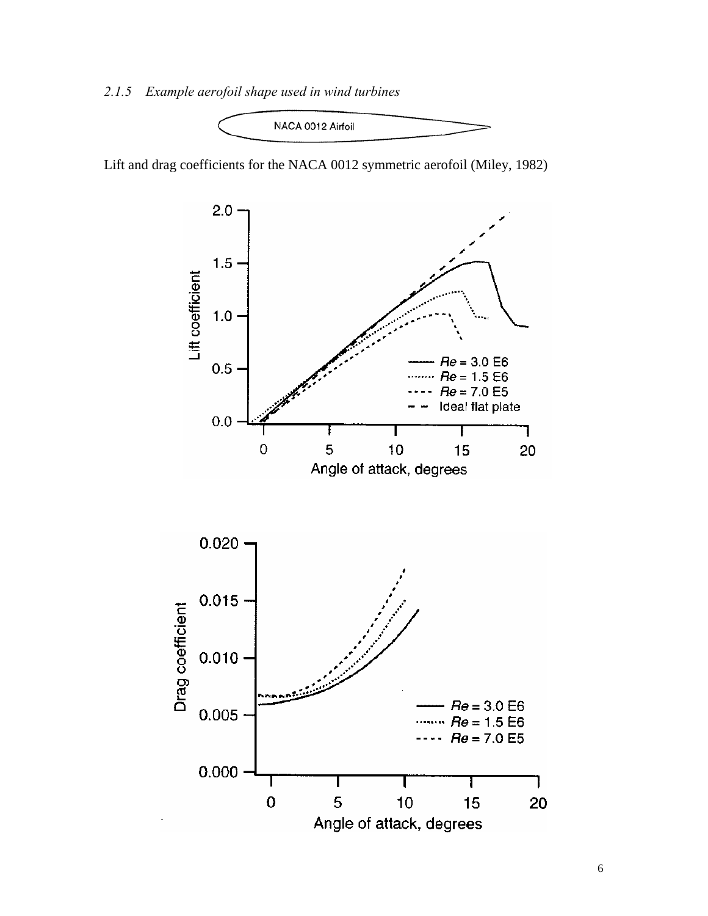### *2.1.5 Example aerofoil shape used in wind turbines*

Lift and drag coefficients for the NACA 0012 symmetric aerofoil (Miley, 1982)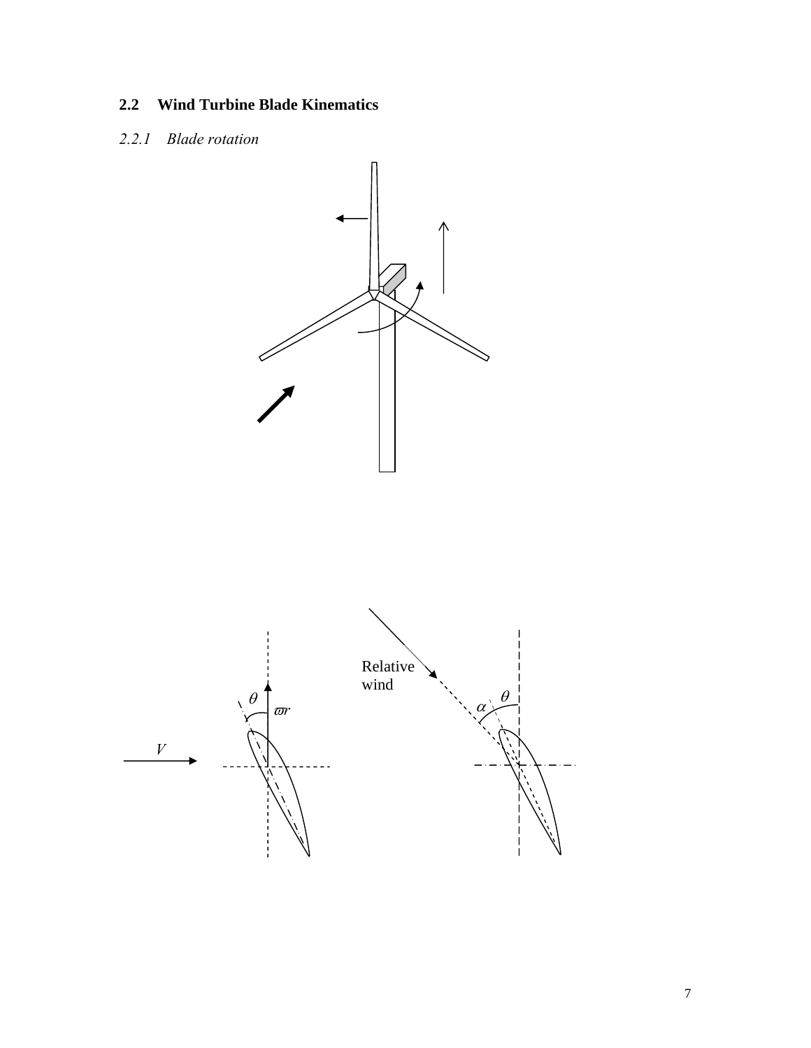## 2.2 Wind Turbine Blade Kinematics

### *2.2.1 Blade rotation*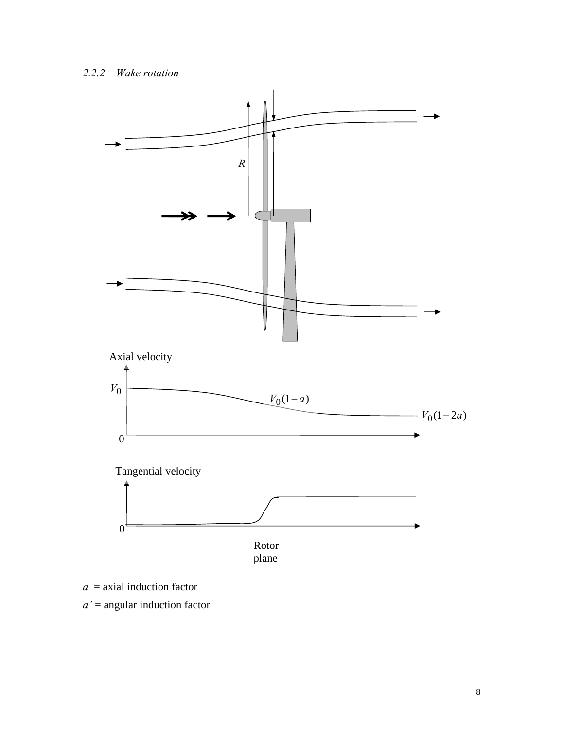### 2.2.2 *Wake rotation*

$a$ = axial induction factor

$a'$ = angular induction factor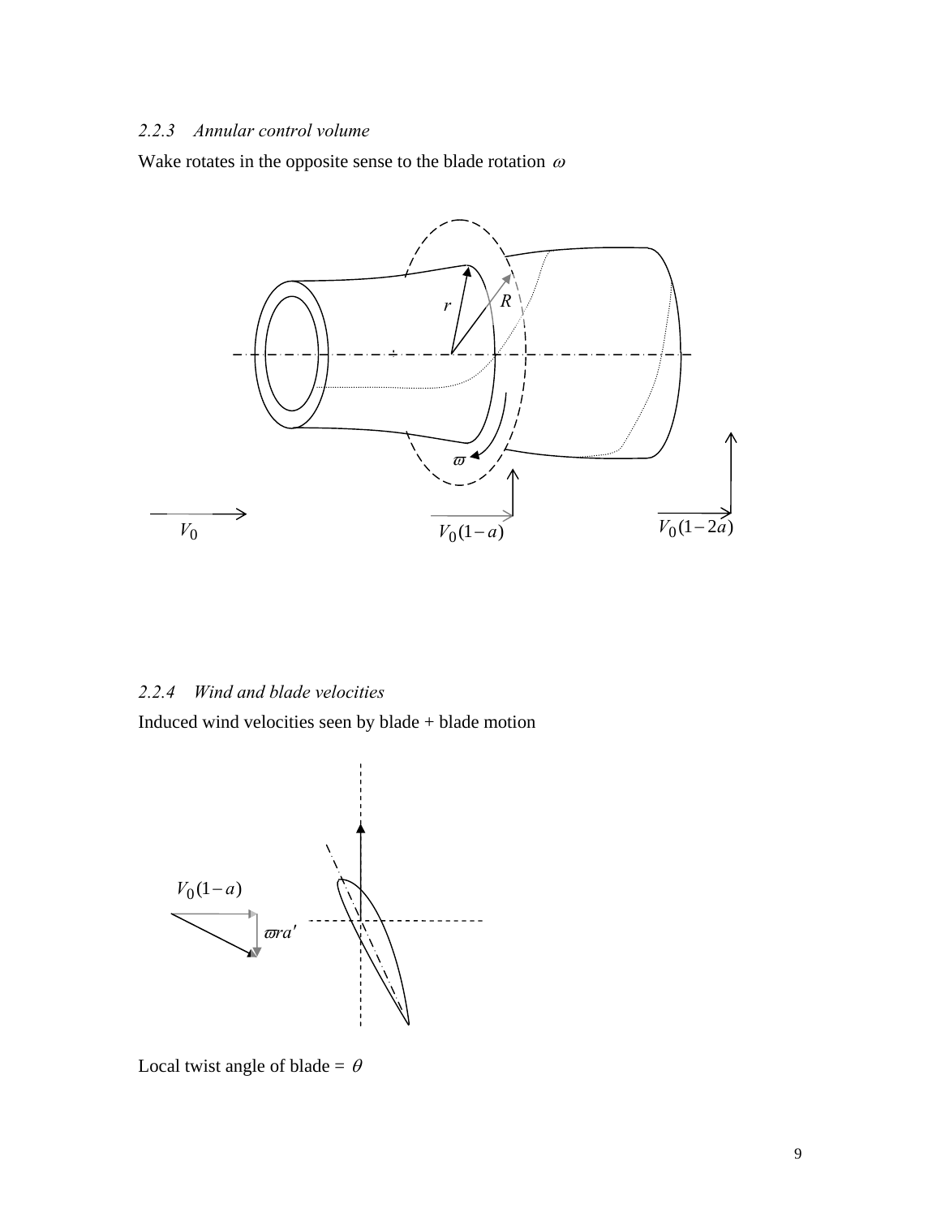### 2.2.3 Annular control volume

Wake rotates in the opposite sense to the blade rotation $\omega$

### 2.2.4 Wind and blade velocities

Induced wind velocities seen by blade + blade motion

Local twist angle of blade = $\theta$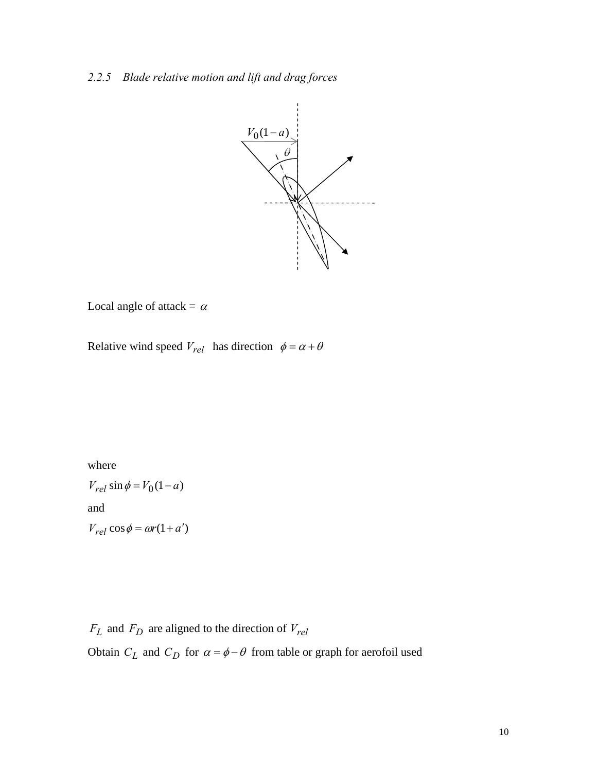*2.2.5    Blade relative motion and lift and drag forces*

Local angle of attack = $\alpha$

Relative wind speed $V_{rel}$ has direction $\phi = \alpha + \theta$

where

$V_{rel} \sin\phi = V_0(1-a)$

and

$V_{rel} \cos\phi = \omega r(1+a')$

$F_L$ and $F_D$ are aligned to the direction of $V_{rel}$

Obtain $C_L$ and $C_D$ for $\alpha = \phi - \theta$ from table or graph for aerofoil used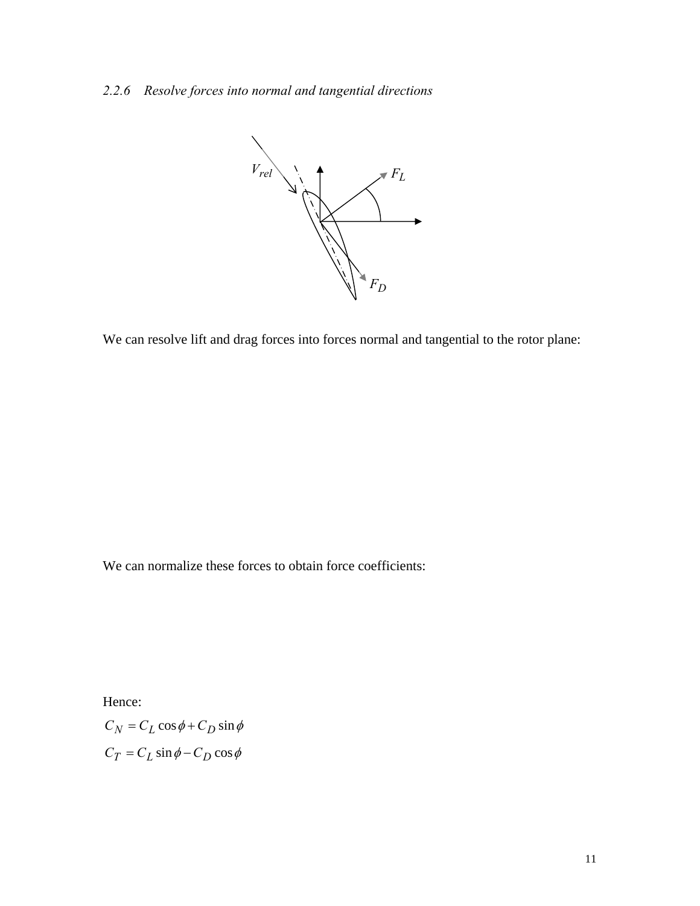### *2.2.6 Resolve forces into normal and tangential directions*

We can resolve lift and drag forces into forces normal and tangential to the rotor plane:

We can normalize these forces to obtain force coefficients:

Hence:

$$C_N = C_L \cos\phi + C_D \sin\phi$$

$$C_T = C_L \sin\phi - C_D \cos\phi$$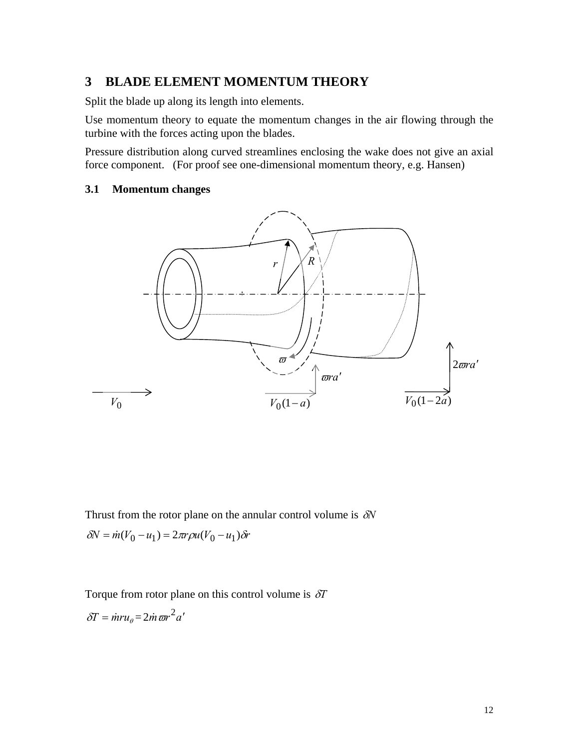## 3 BLADE ELEMENT MOMENTUM THEORY

Split the blade up along its length into elements.

Use momentum theory to equate the momentum changes in the air flowing through the turbine with the forces acting upon the blades.

Pressure distribution along curved streamlines enclosing the wake does not give an axial force component. (For proof see one-dimensional momentum theory, e.g. Hansen)

### 3.1 Momentum changes

Thrust from the rotor plane on the annular control volume is $\delta N$

$$\delta N = \dot{m}(V_0 - u_1) = 2\pi r \rho u (V_0 - u_1)\delta r$$

Torque from rotor plane on this control volume is $\delta T$

$$\delta T = \dot{m} r u_\theta = 2\dot{m}\varpi r^2 a'$$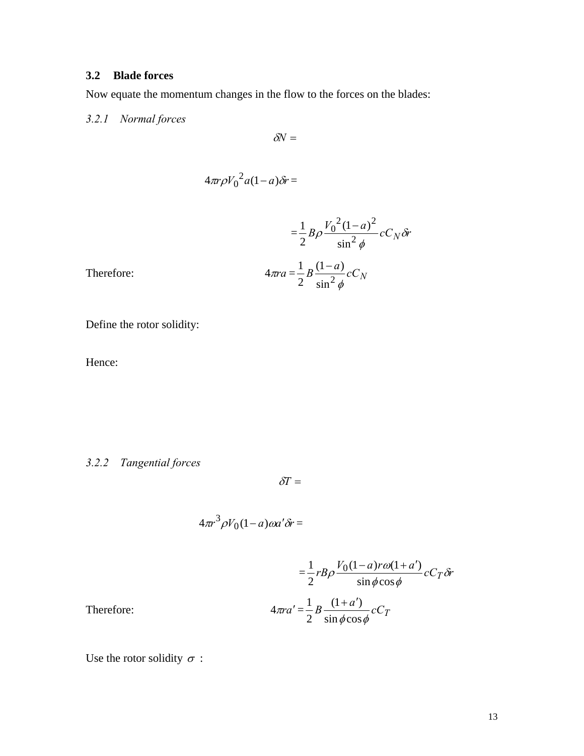## 3.2 Blade forces

Now equate the momentum changes in the flow to the forces on the blades:

### *3.2.1 Normal forces*

$$\delta N =$$

$$4\pi r\rho V_0{}^2 a(1-a)\delta r =$$

$$= \frac{1}{2}B\rho\frac{V_0{}^2(1-a)^2}{\sin^2\phi}cC_N\delta r$$

Therefore: $$4\pi ra = \frac{1}{2}B\frac{(1-a)}{\sin^2\phi}cC_N$$

Define the rotor solidity:

Hence:

### *3.2.2 Tangential forces*

$$\delta T =$$

$$4\pi r^3\rho V_0(1-a)\omega a'\delta r =$$

$$= \frac{1}{2}rB\rho\frac{V_0(1-a)r\omega(1+a')}{\sin\phi\cos\phi}cC_T\delta r$$

Therefore: $$4\pi ra' = \frac{1}{2}B\frac{(1+a')}{\sin\phi\cos\phi}cC_T$$

Use the rotor solidity $\sigma$ :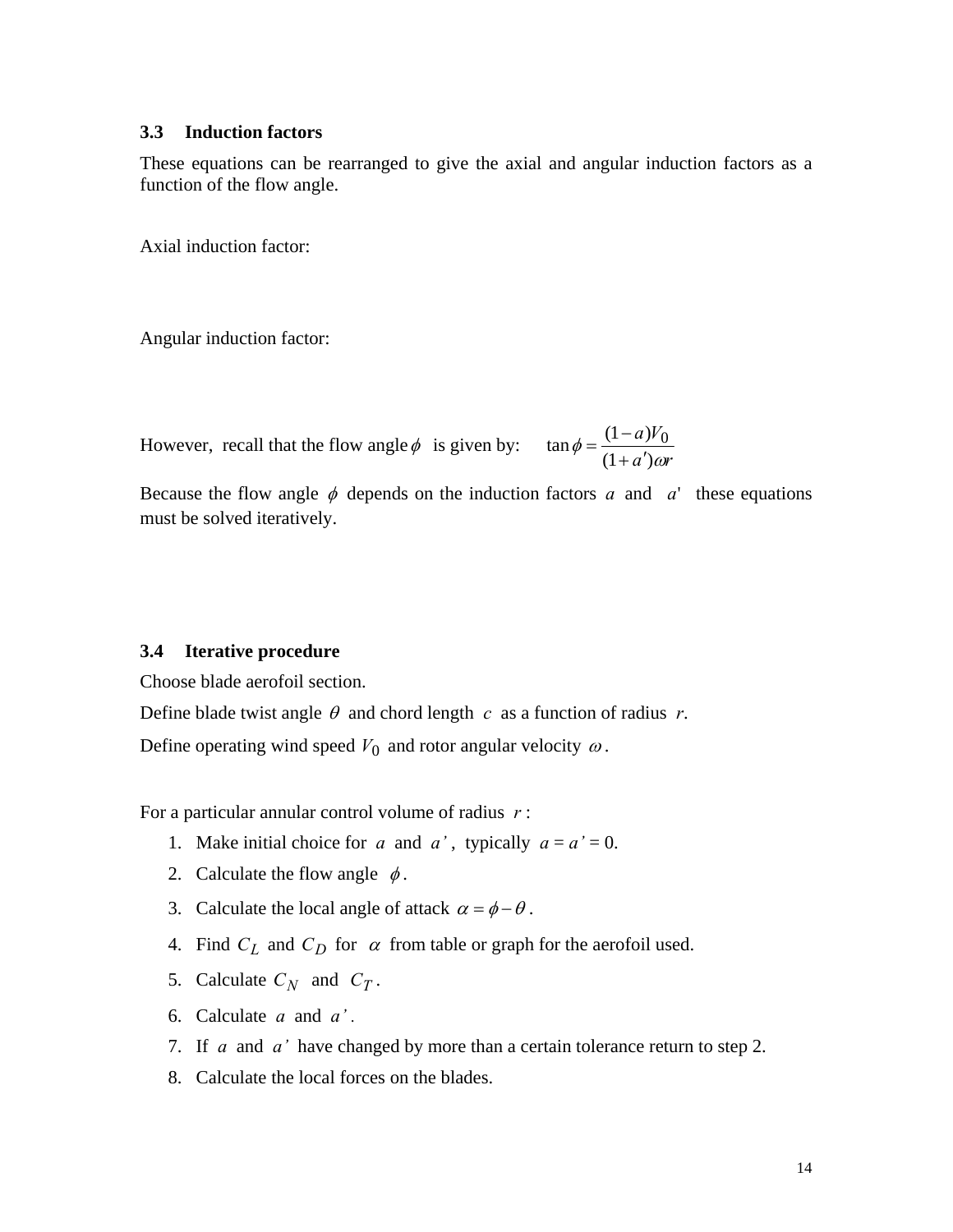### 3.3 Induction factors

These equations can be rearranged to give the axial and angular induction factors as a function of the flow angle.

Axial induction factor:

Angular induction factor:

However, recall that the flow angle $\phi$ is given by: $\tan\phi = \dfrac{(1-a)V_0}{(1+a')\omega r}$

Because the flow angle $\phi$ depends on the induction factors $a$ and $a'$ these equations must be solved iteratively.

### 3.4 Iterative procedure

Choose blade aerofoil section.

Define blade twist angle $\theta$ and chord length $c$ as a function of radius $r$.

Define operating wind speed $V_0$ and rotor angular velocity $\omega$.

For a particular annular control volume of radius $r$:

1. Make initial choice for $a$ and $a'$, typically $a = a' = 0$.
2. Calculate the flow angle $\phi$.
3. Calculate the local angle of attack $\alpha = \phi - \theta$.
4. Find $C_L$ and $C_D$ for $\alpha$ from table or graph for the aerofoil used.
5. Calculate $C_N$ and $C_T$.
6. Calculate $a$ and $a'$.
7. If $a$ and $a'$ have changed by more than a certain tolerance return to step 2.
8. Calculate the local forces on the blades.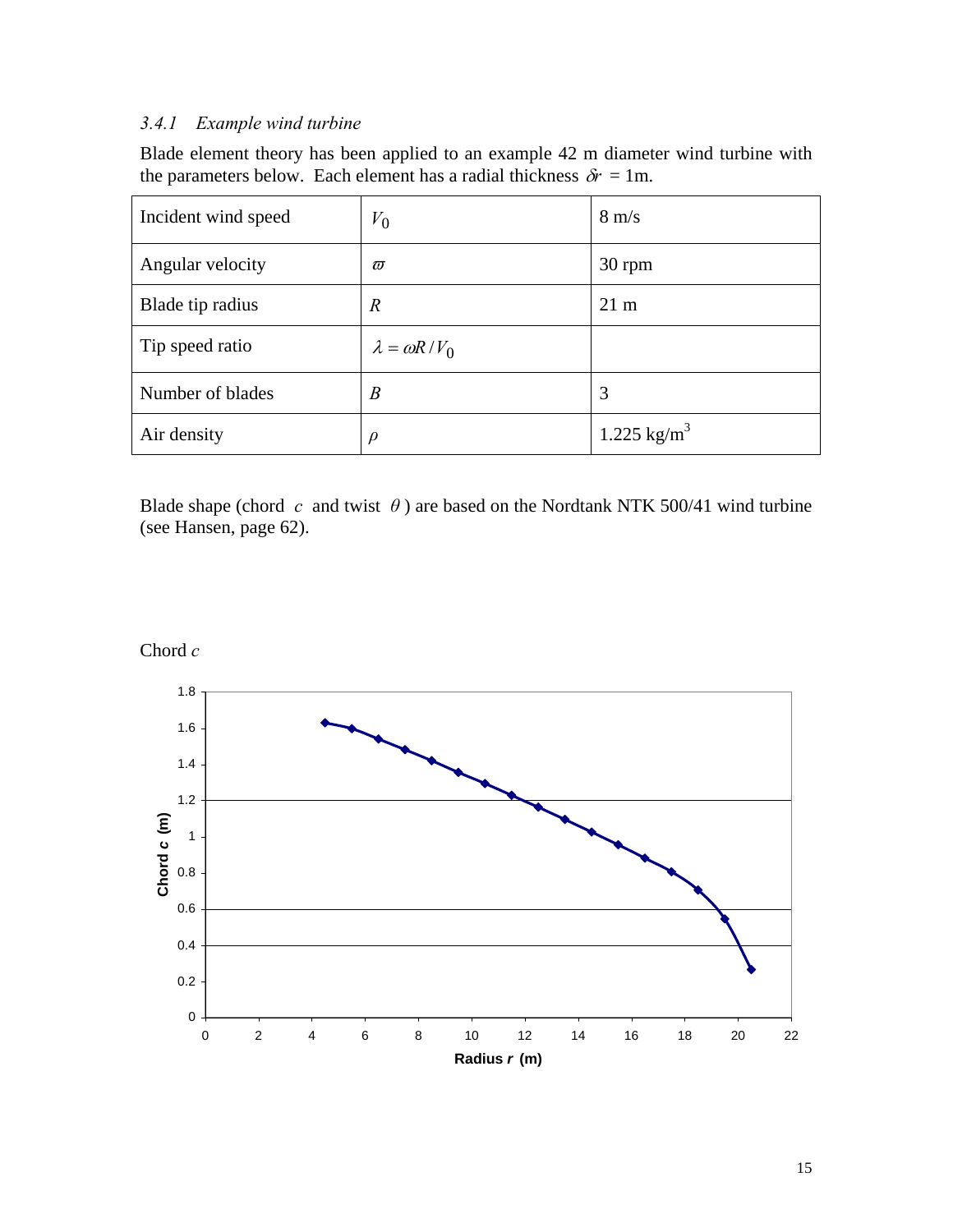### 3.4.1 *Example wind turbine*

Blade element theory has been applied to an example 42 m diameter wind turbine with the parameters below. Each element has a radial thickness $\delta r$ = 1m.

| | | |
|---|---|---|
| Incident wind speed | $V_0$ | 8 m/s |
| Angular velocity | $\varpi$ | 30 rpm |
| Blade tip radius | $R$ | 21 m |
| Tip speed ratio | $\lambda = \omega R / V_0$ | |
| Number of blades | $B$ | 3 |
| Air density | $\rho$ | 1.225 kg/m$^3$ |

Blade shape (chord $c$ and twist $\theta$) are based on the Nordtank NTK 500/41 wind turbine (see Hansen, page 62).

Chord $c$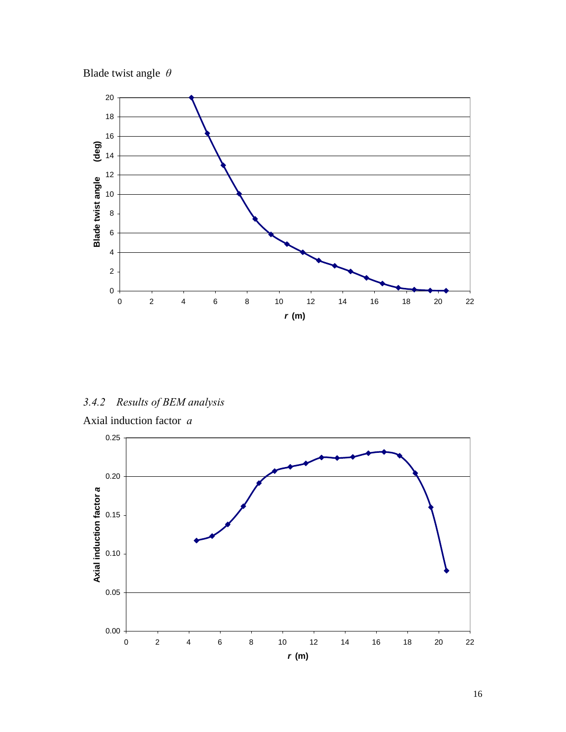Blade twist angle $\theta$

### *3.4.2 Results of BEM analysis*

Axial induction factor $a$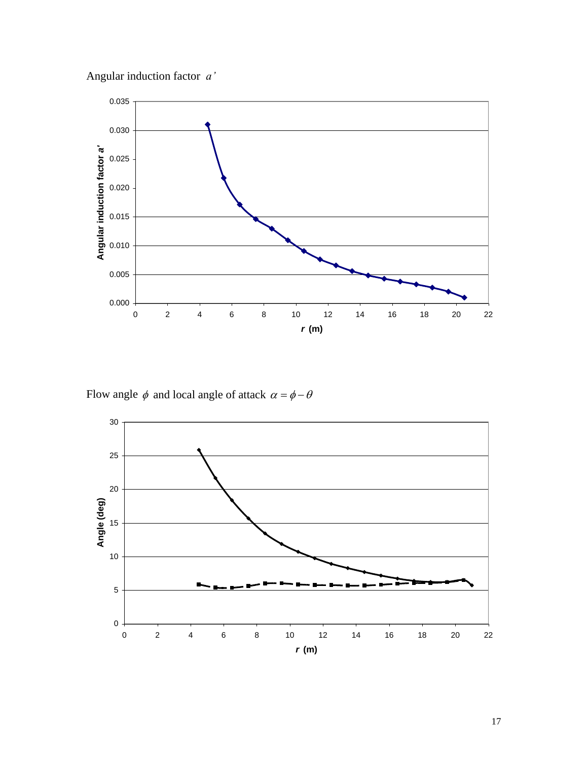Angular induction factor $a'$

Flow angle $\phi$ and local angle of attack $\alpha = \phi - \theta$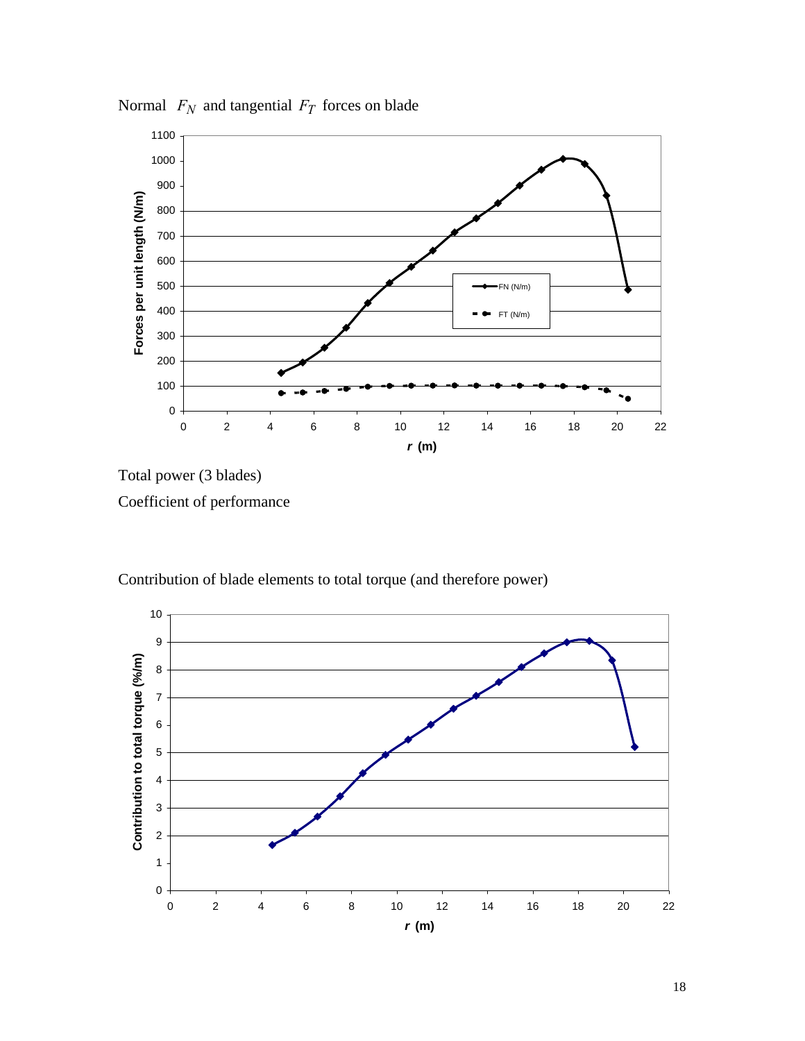Normal $F_N$ and tangential $F_T$ forces on blade

Total power (3 blades)

Coefficient of performance

Contribution of blade elements to total torque (and therefore power)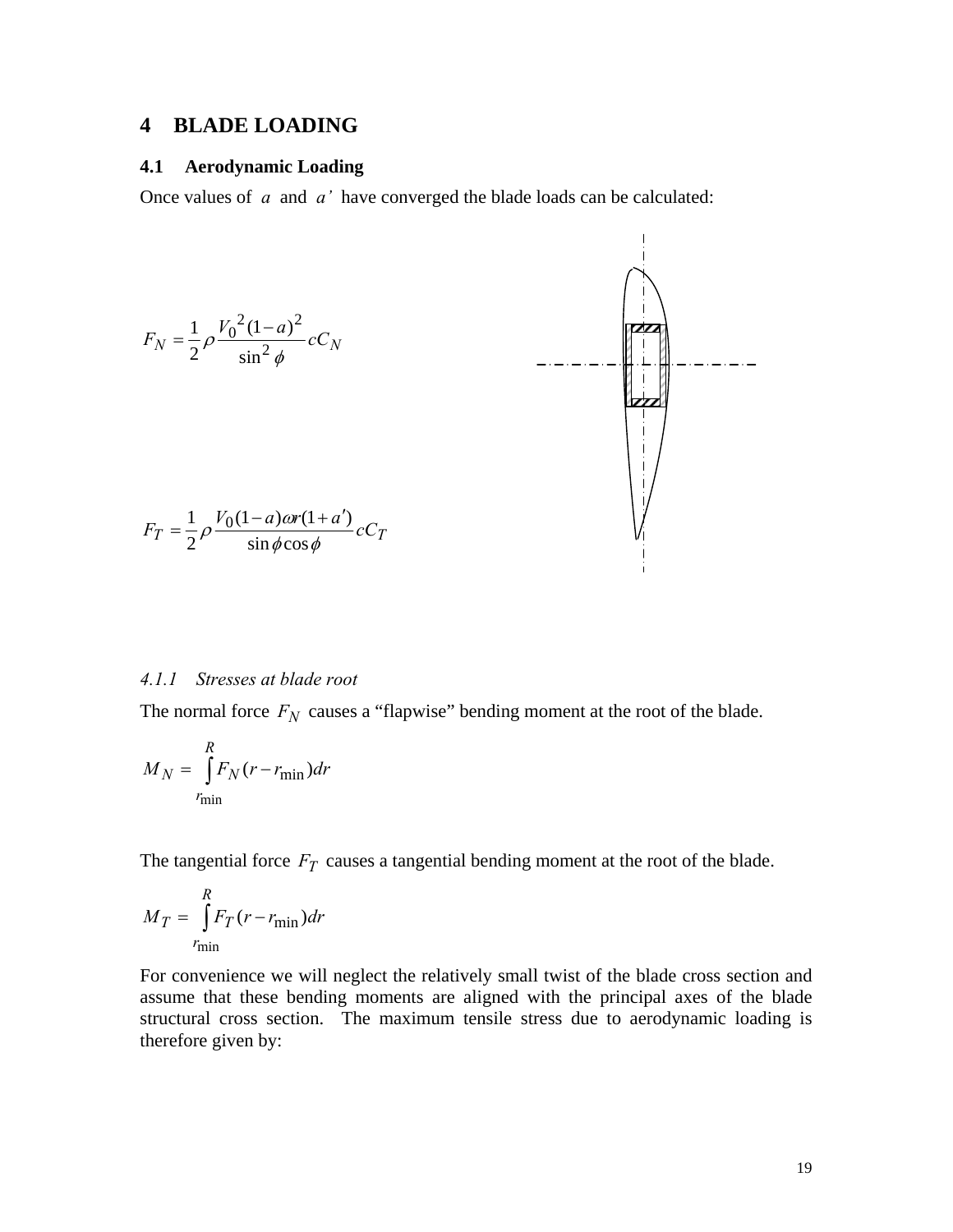# 4 BLADE LOADING

## 4.1 Aerodynamic Loading

Once values of $a$ and $a'$ have converged the blade loads can be calculated:

$$F_N = \frac{1}{2}\rho \frac{V_0{}^2(1-a)^2}{\sin^2\phi} cC_N$$

$$F_T = \frac{1}{2}\rho \frac{V_0(1-a)\omega r(1+a')}{\sin\phi\cos\phi} cC_T$$

### 4.1.1 *Stresses at blade root*

The normal force $F_N$ causes a "flapwise" bending moment at the root of the blade.

$$M_N = \int_{r_{\min}}^{R} F_N (r - r_{\min}) dr$$

The tangential force $F_T$ causes a tangential bending moment at the root of the blade.

$$M_T = \int_{r_{\min}}^{R} F_T (r - r_{\min}) dr$$

For convenience we will neglect the relatively small twist of the blade cross section and assume that these bending moments are aligned with the principal axes of the blade structural cross section. The maximum tensile stress due to aerodynamic loading is therefore given by: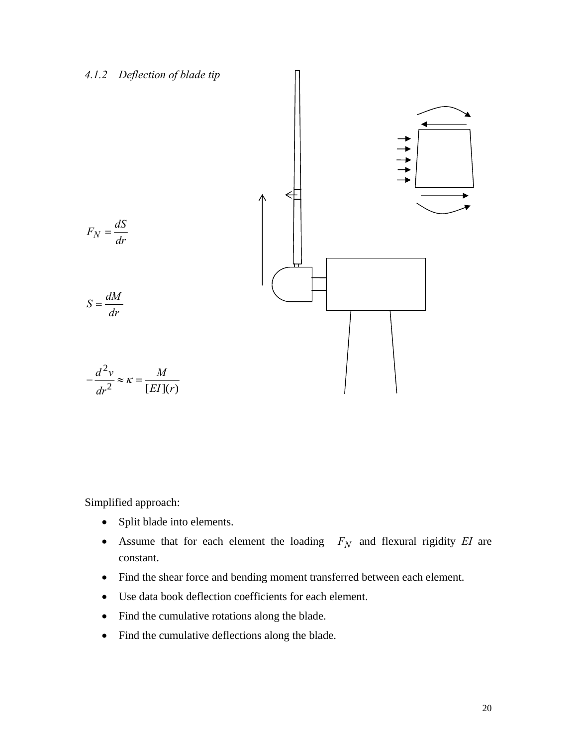*4.1.2 Deflection of blade tip*

$$F_N = \frac{dS}{dr}$$

$$S = \frac{dM}{dr}$$

$$-\frac{d^2v}{dr^2} \approx \kappa = \frac{M}{[EI](r)}$$

Simplified approach:

- Split blade into elements.
- Assume that for each element the loading $F_N$ and flexural rigidity $EI$ are constant.
- Find the shear force and bending moment transferred between each element.
- Use data book deflection coefficients for each element.
- Find the cumulative rotations along the blade.
- Find the cumulative deflections along the blade.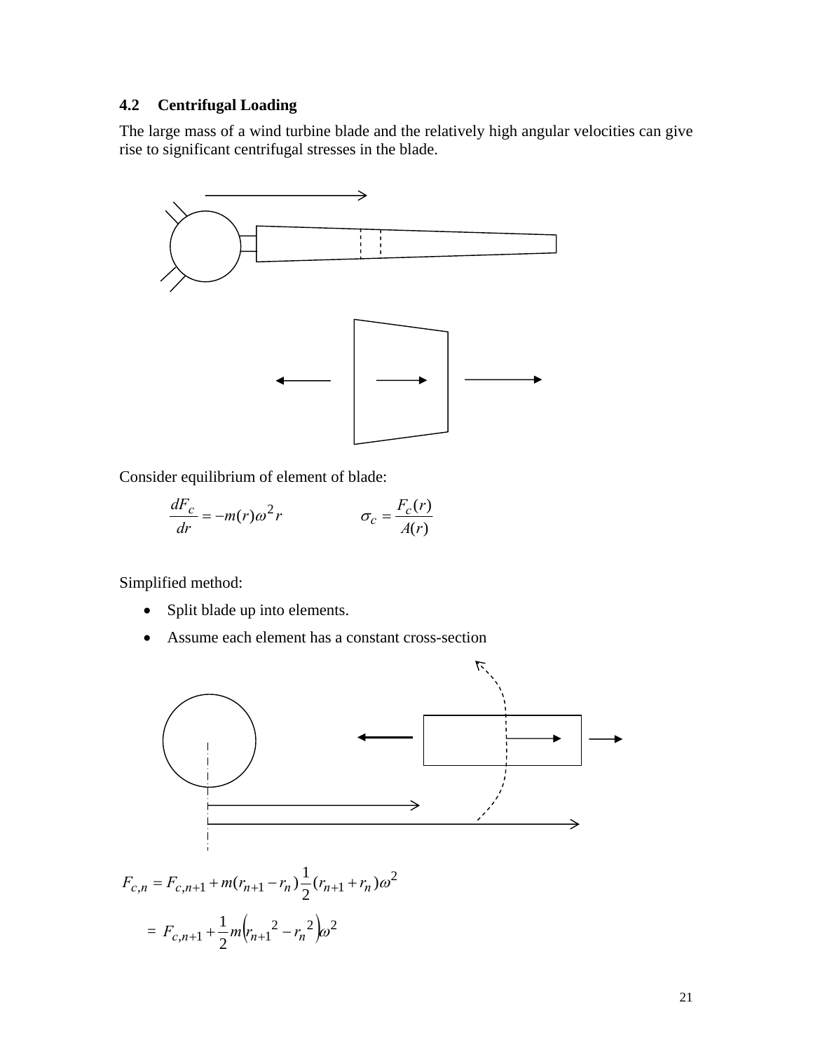## 4.2 Centrifugal Loading

The large mass of a wind turbine blade and the relatively high angular velocities can give rise to significant centrifugal stresses in the blade.

Consider equilibrium of element of blade:

$$\frac{dF_c}{dr} = -m(r)\omega^2 r \qquad\qquad \sigma_c = \frac{F_c(r)}{A(r)}$$

Simplified method:

- Split blade up into elements.
- Assume each element has a constant cross-section

$$F_{c,n} = F_{c,n+1} + m(r_{n+1} - r_n)\frac{1}{2}(r_{n+1} + r_n)\omega^2$$

$$= F_{c,n+1} + \frac{1}{2}m\left(r_{n+1}{}^2 - r_n{}^2\right)\omega^2$$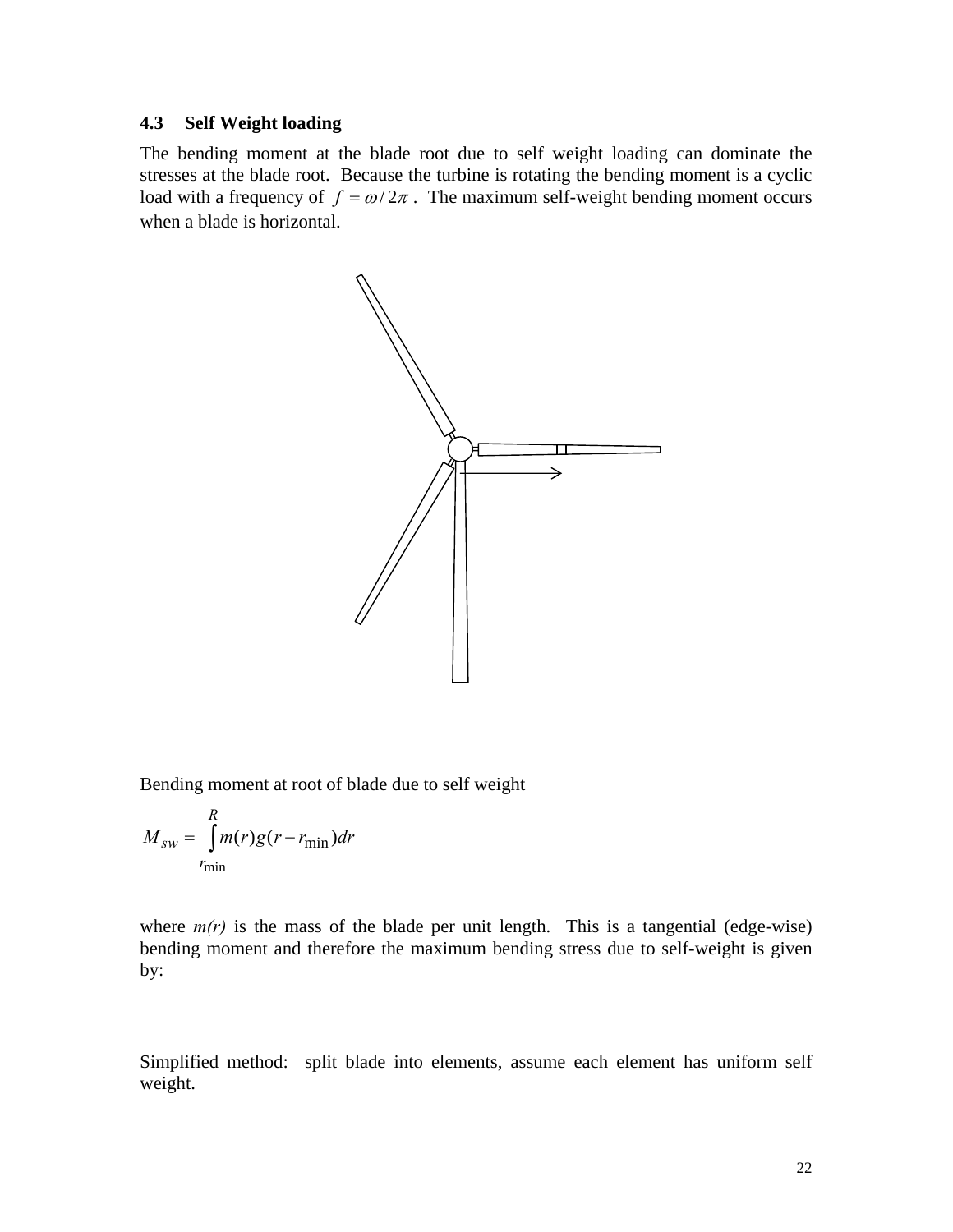### 4.3 Self Weight loading

The bending moment at the blade root due to self weight loading can dominate the stresses at the blade root. Because the turbine is rotating the bending moment is a cyclic load with a frequency of $f = \omega / 2\pi$. The maximum self-weight bending moment occurs when a blade is horizontal.

Bending moment at root of blade due to self weight

$$M_{sw} = \int_{r_{\min}}^{R} m(r) g (r - r_{\min}) dr$$

where *m(r)* is the mass of the blade per unit length. This is a tangential (edge-wise) bending moment and therefore the maximum bending stress due to self-weight is given by:

Simplified method: split blade into elements, assume each element has uniform self weight.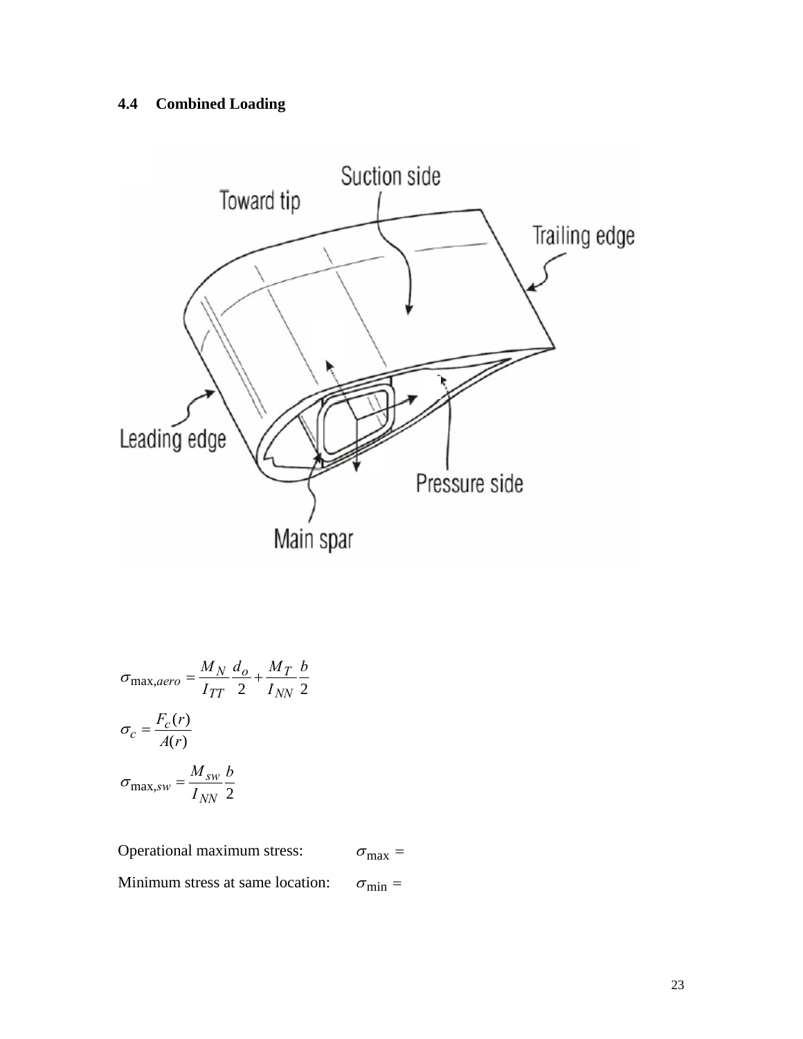### 4.4 Combined Loading

$$\sigma_{\max,aero} = \frac{M_N}{I_{TT}} \frac{d_o}{2} + \frac{M_T}{I_{NN}} \frac{b}{2}$$

$$\sigma_c = \frac{F_c(r)}{A(r)}$$

$$\sigma_{\max,sw} = \frac{M_{sw}}{I_{NN}} \frac{b}{2}$$

Operational maximum stress: $\sigma_{\max} =$

Minimum stress at same location: $\sigma_{\min} =$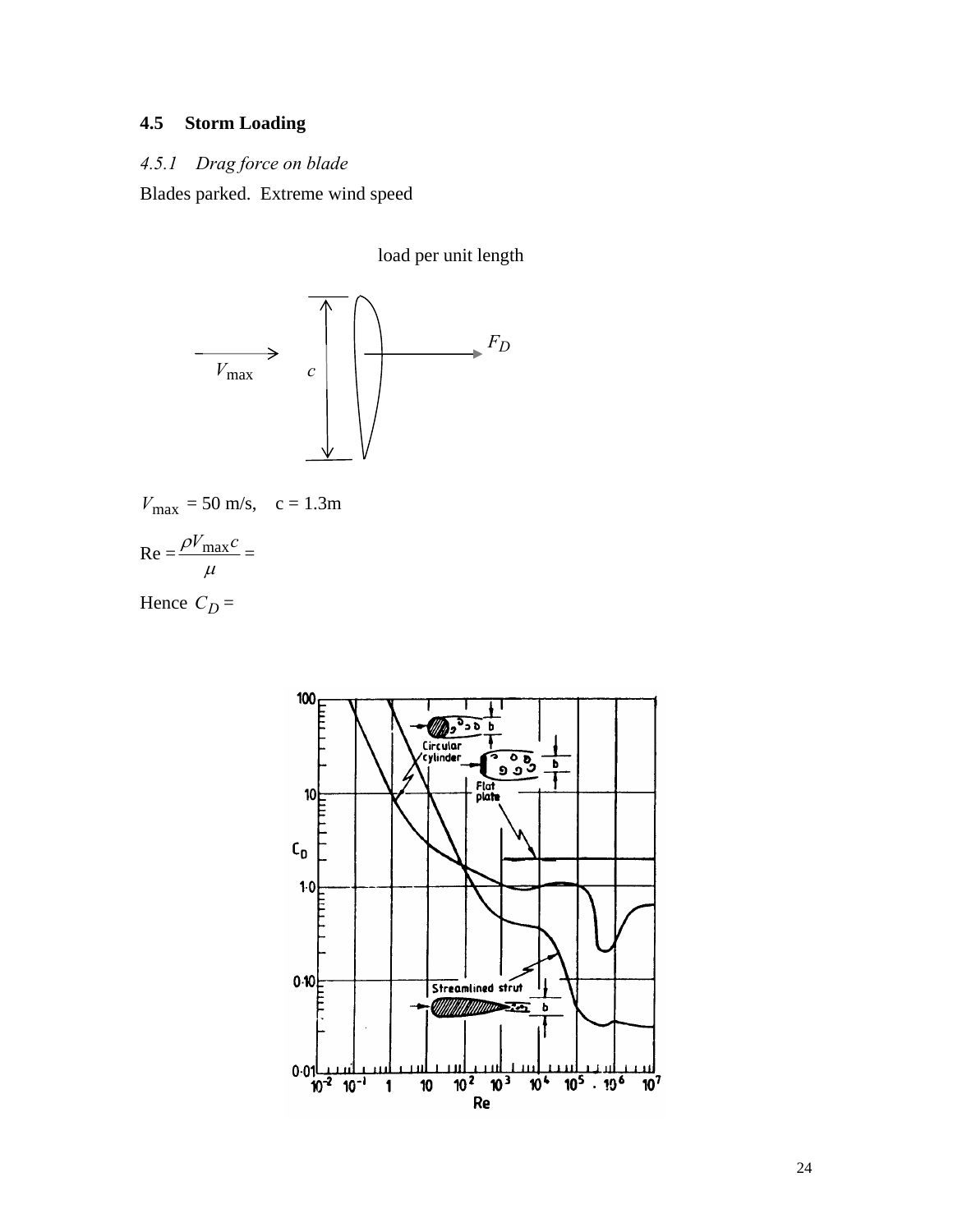### 4.5 Storm Loading

#### *4.5.1 Drag force on blade*

Blades parked. Extreme wind speed

load per unit length

$V_{max}$ = 50 m/s, c = 1.3m

$$\text{Re} = \frac{\rho V_{max} c}{\mu} =$$

Hence $C_D$ =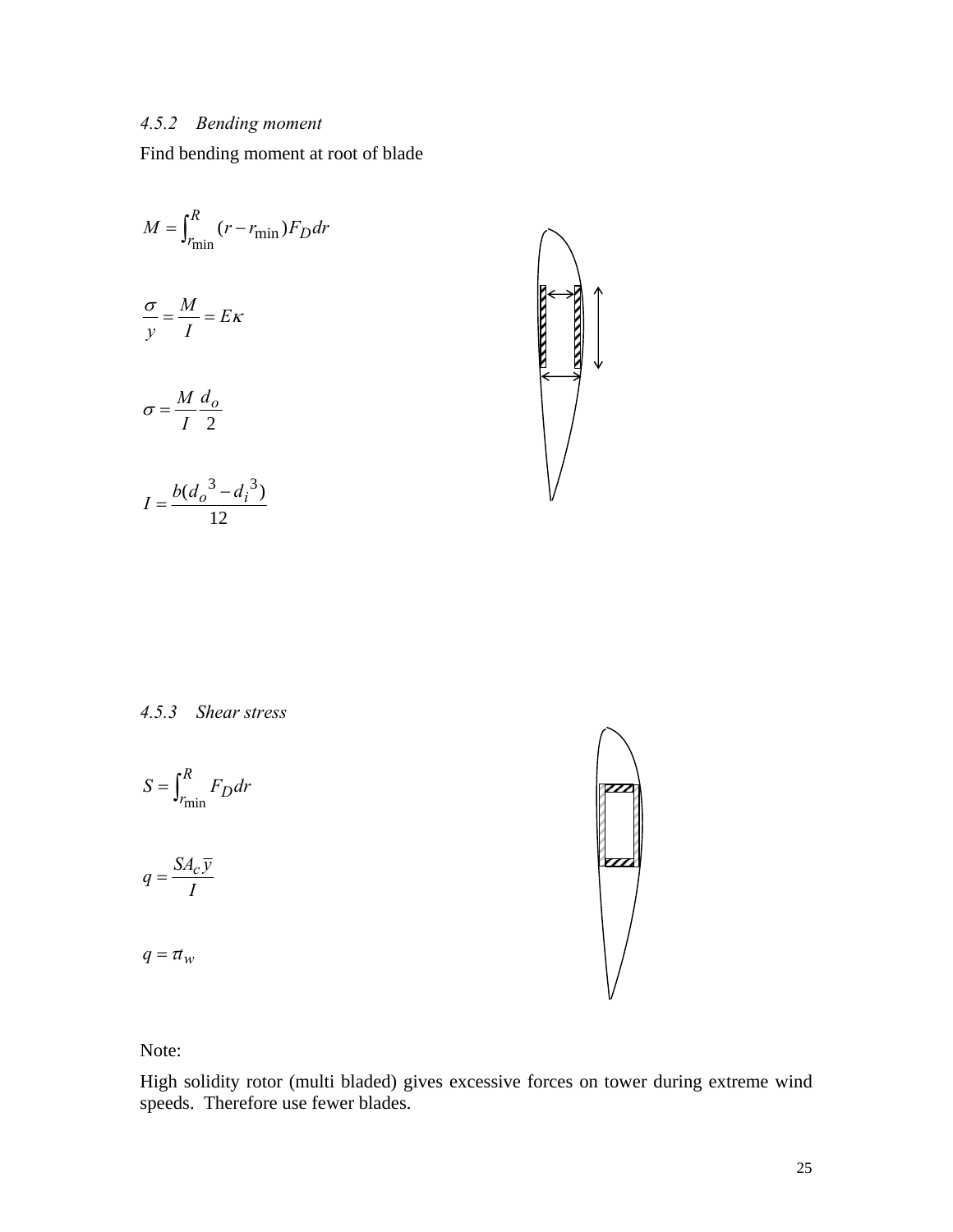### 4.5.2 Bending moment

Find bending moment at root of blade

$$M = \int_{r_{\min}}^{R} (r - r_{\min}) F_D dr$$

$$\frac{\sigma}{y} = \frac{M}{I} = E\kappa$$

$$\sigma = \frac{M}{I}\frac{d_o}{2}$$

$$I = \frac{b({d_o}^3 - {d_i}^3)}{12}$$

### 4.5.3 Shear stress

$$S = \int_{r_{\min}}^{R} F_D dr$$

$$q = \frac{S A_c \bar{y}}{I}$$

$$q = \tau t_w$$

Note:

High solidity rotor (multi bladed) gives excessive forces on tower during extreme wind speeds. Therefore use fewer blades.